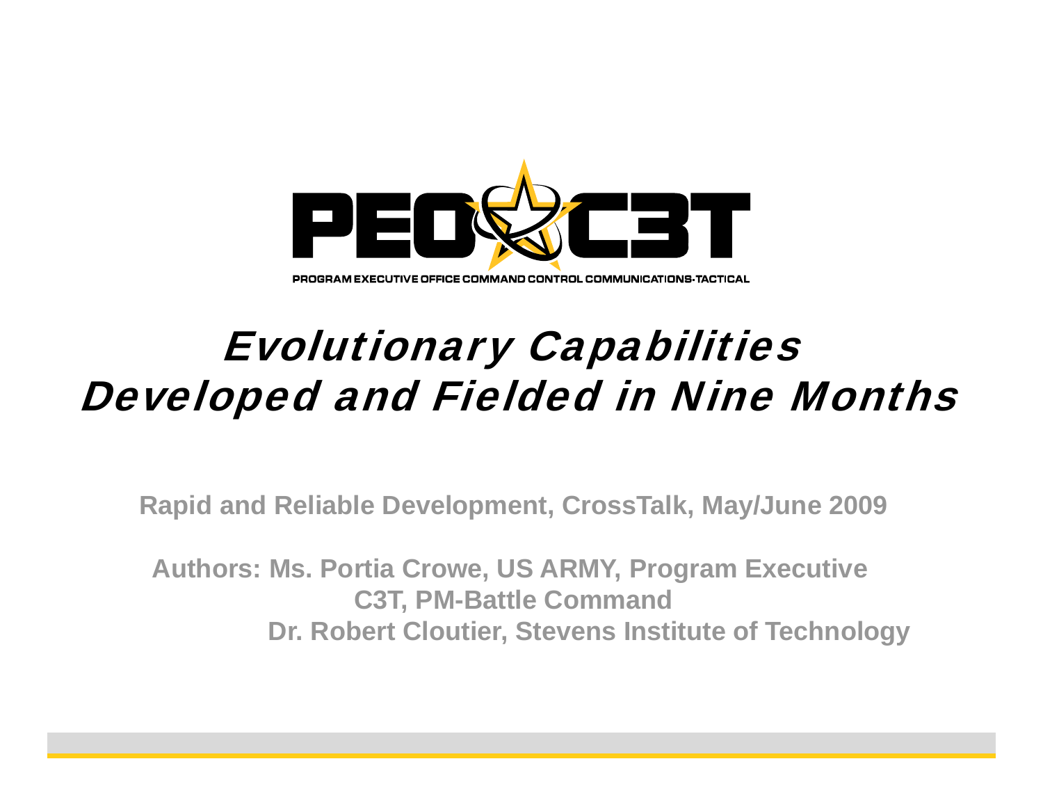PEO C3T

PROGRAM EXECUTIVE OFFICE COMMAND CONTROL COMMUNICATIONS-TACTICAL

# Evolutionary Capabilities Developed and Fielded in Nine Months

**Rapid and Reliable Development, CrossTalk, May/June 2009**

**Authors: Ms. Portia Crowe, US ARMY, Program Executive C3T, PM-Battle Command**

**Dr. Robert Cloutier, Stevens Institute of Technology**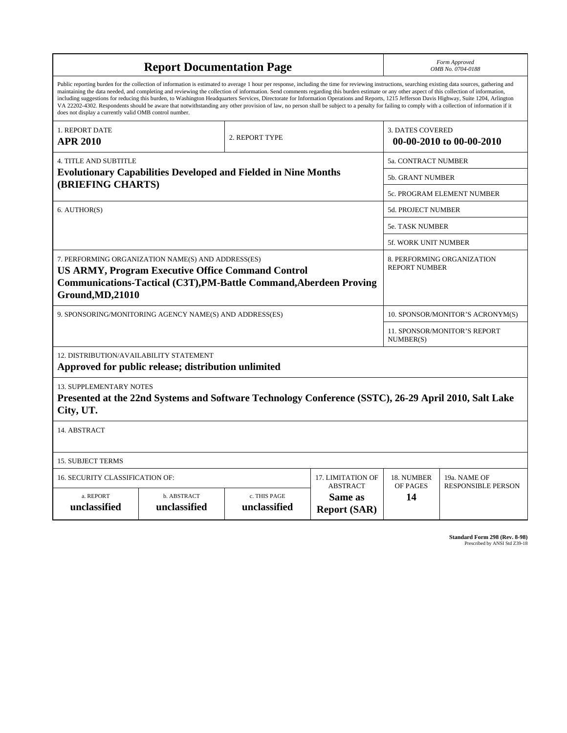# Report Documentation Page

*Form Approved*
*OMB No. 0704-0188*

Public reporting burden for the collection of information is estimated to average 1 hour per response, including the time for reviewing instructions, searching existing data sources, gathering and maintaining the data needed, and completing and reviewing the collection of information. Send comments regarding this burden estimate or any other aspect of this collection of information, including suggestions for reducing this burden, to Washington Headquarters Services, Directorate for Information Operations and Reports, 1215 Jefferson Davis Highway, Suite 1204, Arlington VA 22202-4302. Respondents should be aware that notwithstanding any other provision of law, no person shall be subject to a penalty for failing to comply with a collection of information if it does not display a currently valid OMB control number.

| 1. REPORT DATE | 2. REPORT TYPE | 3. DATES COVERED |
|---|---|---|
| **APR 2010** | | **00-00-2010 to 00-00-2010** |

| 4. TITLE AND SUBTITLE | |
|---|---|
| **Evolutionary Capabilities Developed and Fielded in Nine Months (BRIEFING CHARTS)** | 5a. CONTRACT NUMBER |
| | 5b. GRANT NUMBER |
| | 5c. PROGRAM ELEMENT NUMBER |
| 6. AUTHOR(S) | 5d. PROJECT NUMBER |
| | 5e. TASK NUMBER |
| | 5f. WORK UNIT NUMBER |
| 7. PERFORMING ORGANIZATION NAME(S) AND ADDRESS(ES) **US ARMY, Program Executive Office Command Control Communications-Tactical (C3T),PM-Battle Command,Aberdeen Proving Ground,MD,21010** | 8. PERFORMING ORGANIZATION REPORT NUMBER |
| 9. SPONSORING/MONITORING AGENCY NAME(S) AND ADDRESS(ES) | 10. SPONSOR/MONITOR'S ACRONYM(S) |
| | 11. SPONSOR/MONITOR'S REPORT NUMBER(S) |

12. DISTRIBUTION/AVAILABILITY STATEMENT
**Approved for public release; distribution unlimited**

13. SUPPLEMENTARY NOTES
**Presented at the 22nd Systems and Software Technology Conference (SSTC), 26-29 April 2010, Salt Lake City, UT.**

14. ABSTRACT

15. SUBJECT TERMS

| 16. SECURITY CLASSIFICATION OF: | | | 17. LIMITATION OF ABSTRACT | 18. NUMBER OF PAGES | 19a. NAME OF RESPONSIBLE PERSON |
|---|---|---|---|---|---|
| a. REPORT | b. ABSTRACT | c. THIS PAGE | | | |
| **unclassified** | **unclassified** | **unclassified** | **Same as Report (SAR)** | **14** | |

**Standard Form 298 (Rev. 8-98)**
Prescribed by ANSI Std Z39-18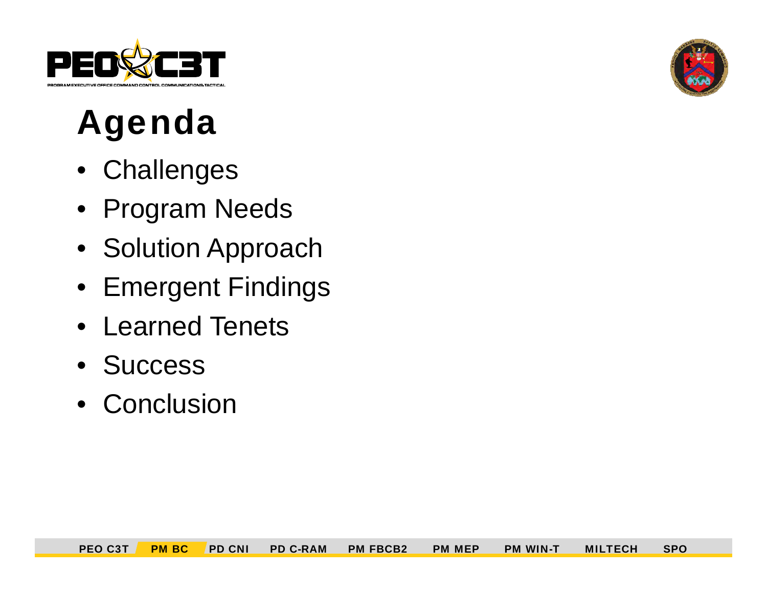# Agenda

- Challenges
- Program Needs
- Solution Approach
- Emergent Findings
- Learned Tenets
- Success
- Conclusion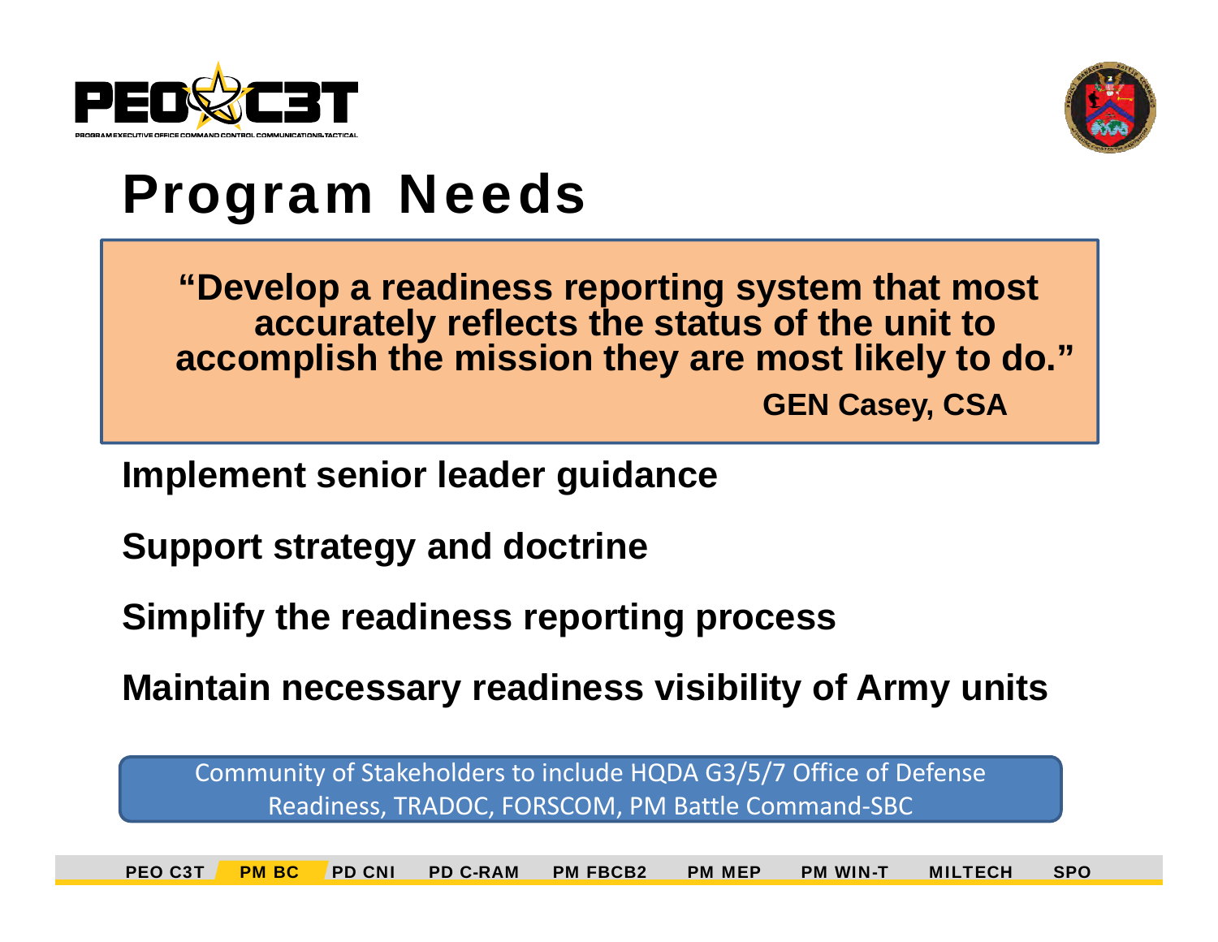# Program Needs

> **"Develop a readiness reporting system that most accurately reflects the status of the unit to accomplish the mission they are most likely to do."**
>
> **GEN Casey, CSA**

**Implement senior leader guidance**

**Support strategy and doctrine**

**Simplify the readiness reporting process**

**Maintain necessary readiness visibility of Army units**

Community of Stakeholders to include HQDA G3/5/7 Office of Defense Readiness, TRADOC, FORSCOM, PM Battle Command-SBC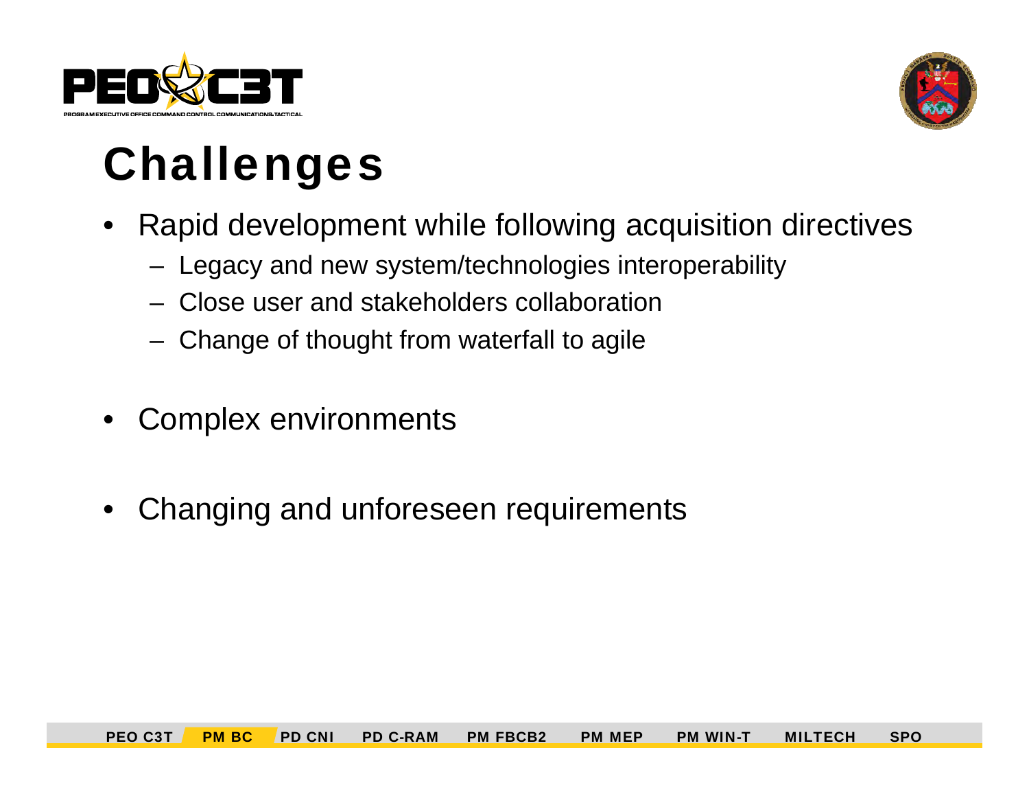# Challenges

- Rapid development while following acquisition directives
  - Legacy and new system/technologies interoperability
  - Close user and stakeholders collaboration
  - Change of thought from waterfall to agile
- Complex environments
- Changing and unforeseen requirements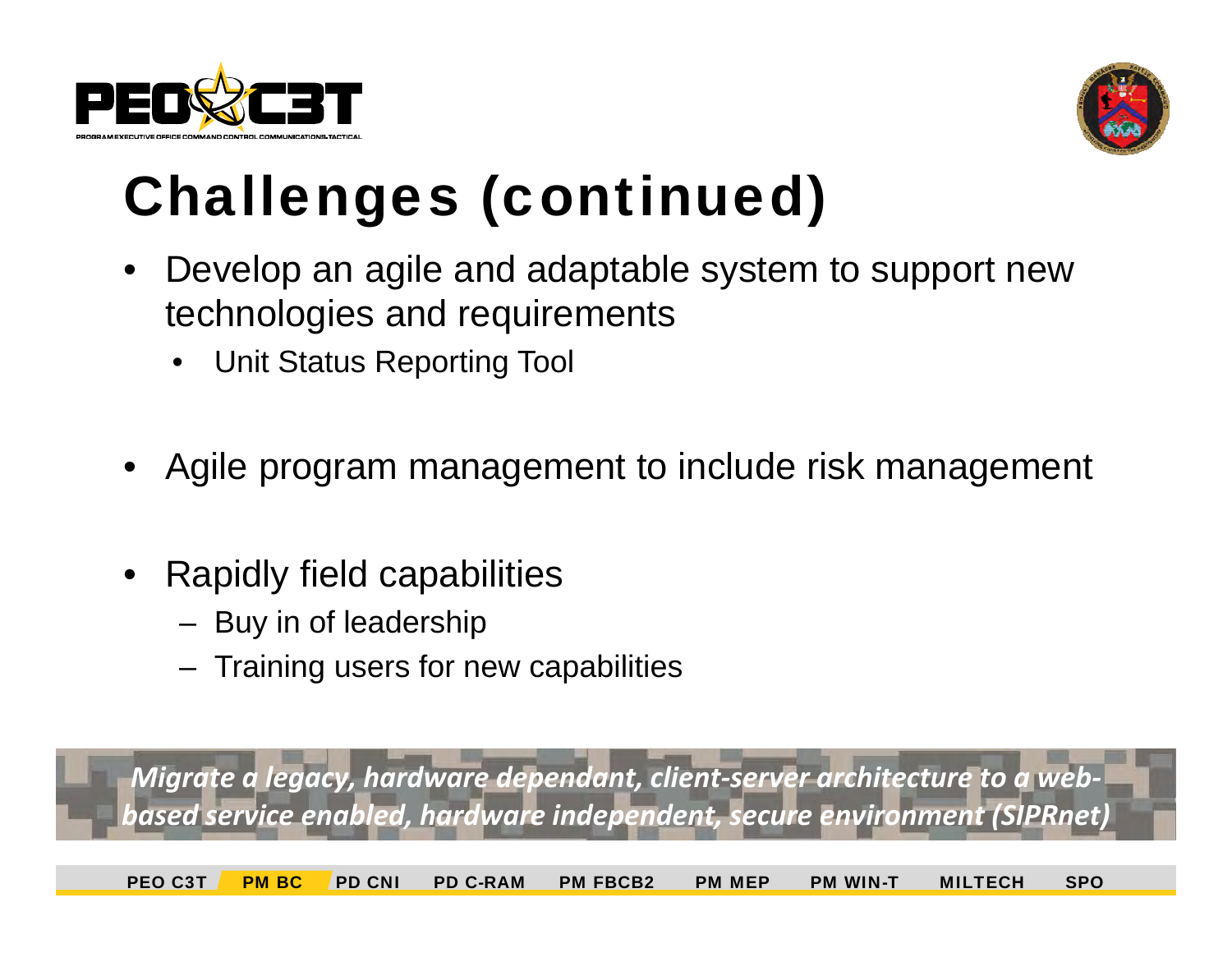# Challenges (continued)

- Develop an agile and adaptable system to support new technologies and requirements
  - Unit Status Reporting Tool
- Agile program management to include risk management
- Rapidly field capabilities
  - Buy in of leadership
  - Training users for new capabilities

***Migrate a legacy, hardware dependant, client-server architecture to a web-based service enabled, hardware independent, secure environment (SIPRnet)***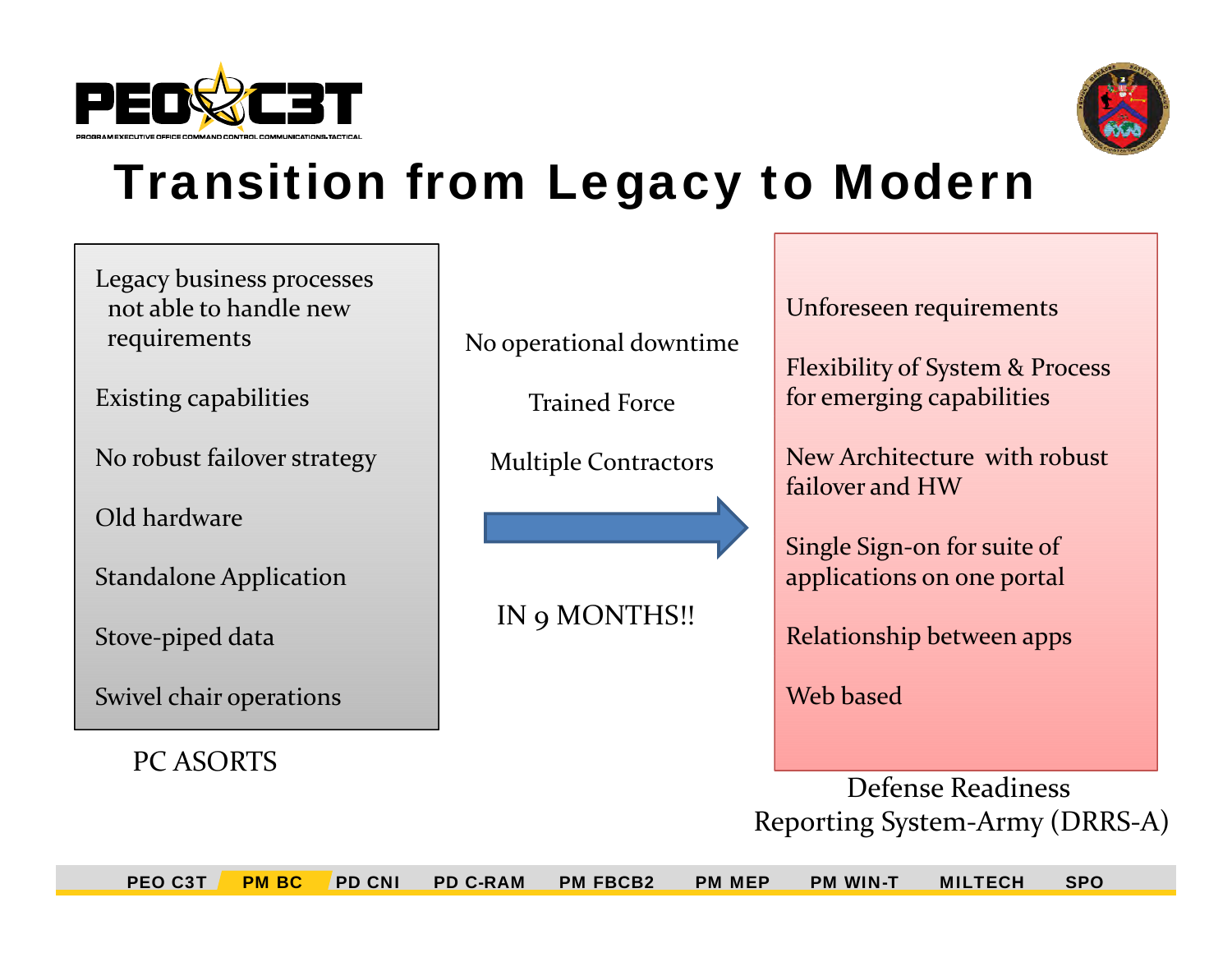# Transition from Legacy to Modern

**PC ASORTS**

- Legacy business processes not able to handle new requirements
- Existing capabilities
- No robust failover strategy
- Old hardware
- Standalone Application
- Stove-piped data
- Swivel chair operations

No operational downtime

Trained Force

Multiple Contractors

→

IN 9 MONTHS!!

**Defense Readiness Reporting System-Army (DRRS-A)**

- Unforeseen requirements
- Flexibility of System & Process for emerging capabilities
- New Architecture with robust failover and HW
- Single Sign-on for suite of applications on one portal
- Relationship between apps
- Web based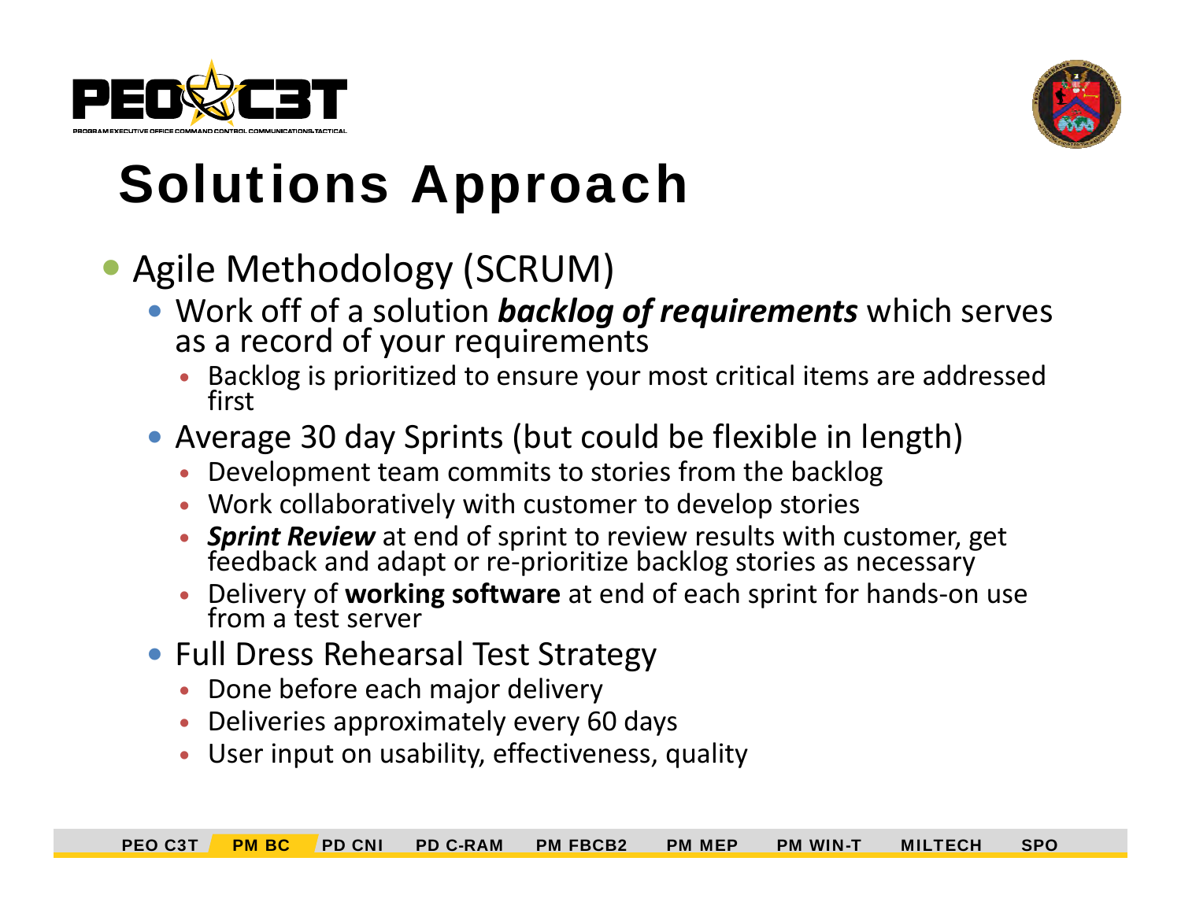# Solutions Approach

- Agile Methodology (SCRUM)
  - Work off of a solution ***backlog of requirements*** which serves as a record of your requirements
    - Backlog is prioritized to ensure your most critical items are addressed first
  - Average 30 day Sprints (but could be flexible in length)
    - Development team commits to stories from the backlog
    - Work collaboratively with customer to develop stories
    - ***Sprint Review*** at end of sprint to review results with customer, get feedback and adapt or re-prioritize backlog stories as necessary
    - Delivery of **working software** at end of each sprint for hands-on use from a test server
  - Full Dress Rehearsal Test Strategy
    - Done before each major delivery
    - Deliveries approximately every 60 days
    - User input on usability, effectiveness, quality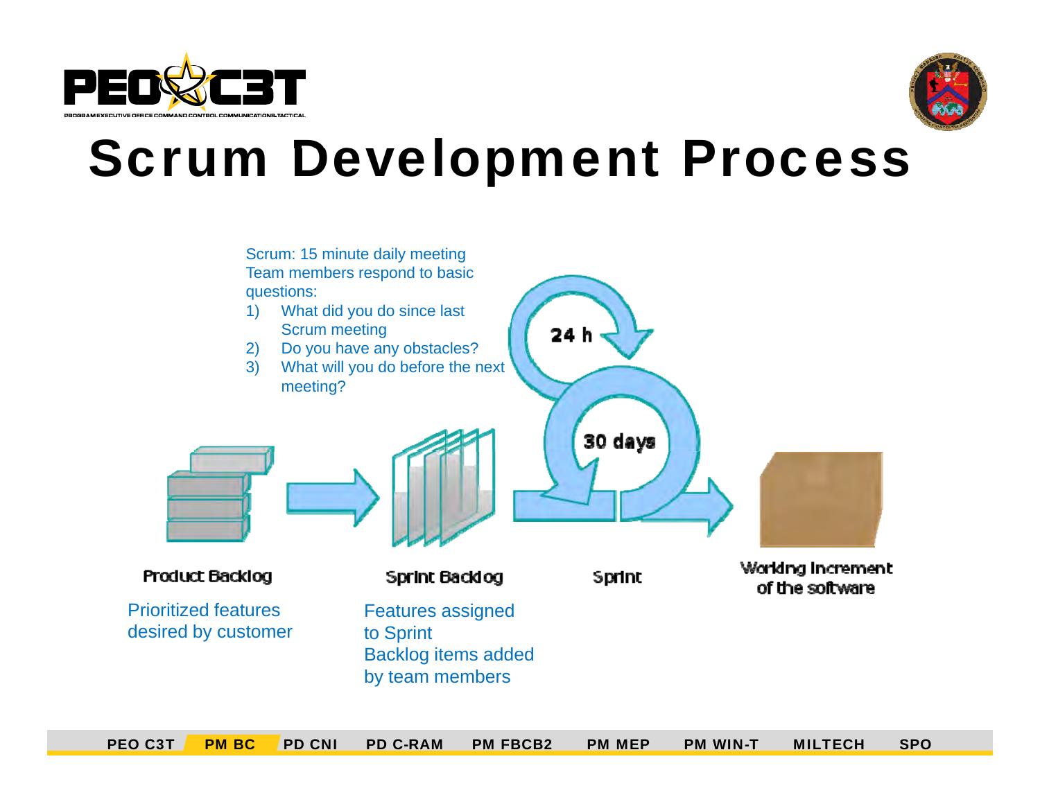# Scrum Development Process

Scrum: 15 minute daily meeting
Team members respond to basic questions:

1) What did you do since last Scrum meeting
2) Do you have any obstacles?
3) What will you do before the next meeting?

24 h

30 days

**Product Backlog**

Prioritized features desired by customer

**Sprint Backlog**

Features assigned to Sprint
Backlog items added by team members

**Sprint**

**Working Increment of the software**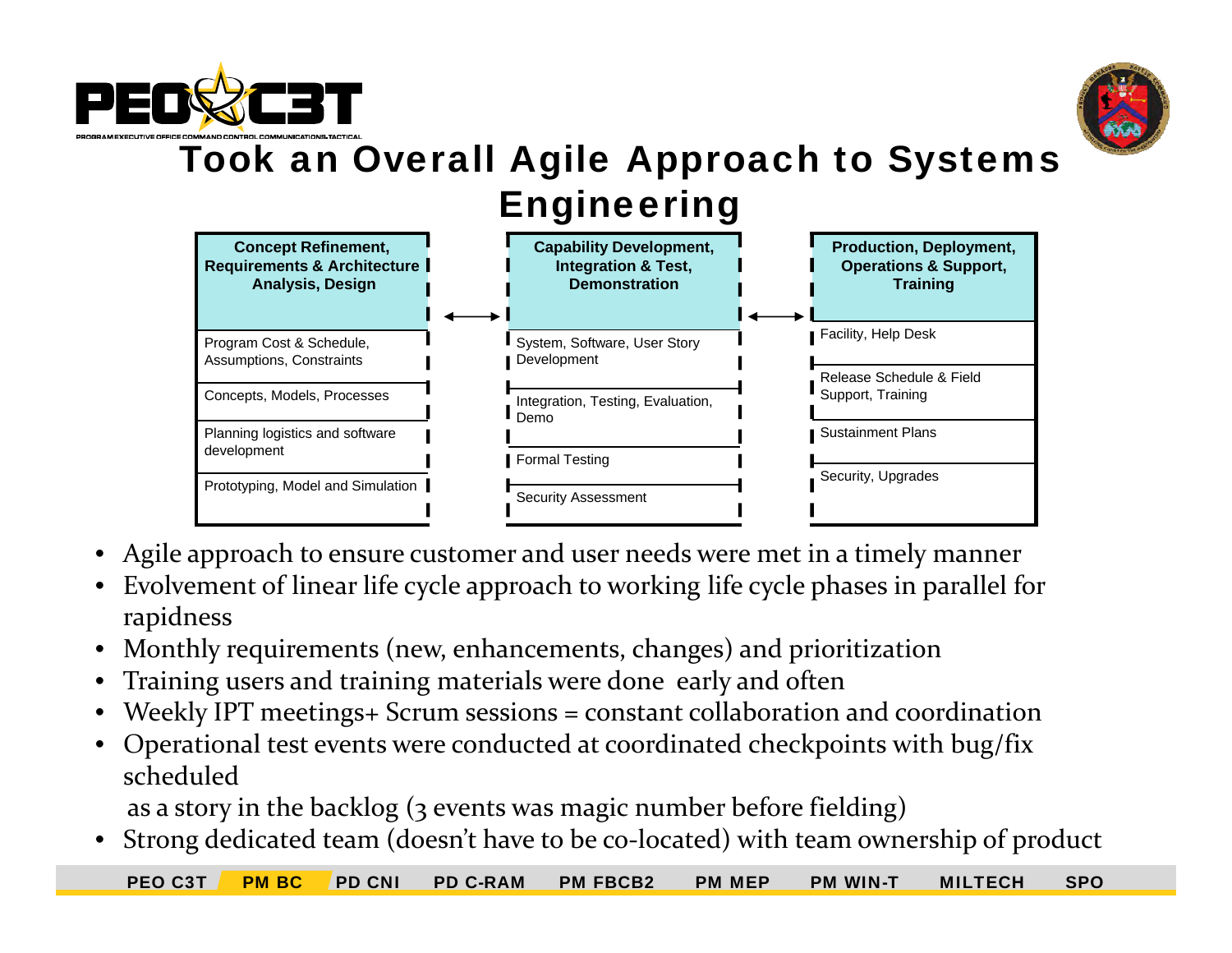# Took an Overall Agile Approach to Systems Engineering

| Concept Refinement, Requirements & Architecture Analysis, Design | ↔ | Capability Development, Integration & Test, Demonstration | ↔ | Production, Deployment, Operations & Support, Training |
|---|---|---|---|---|
| Program Cost & Schedule, Assumptions, Constraints | | System, Software, User Story Development | | Facility, Help Desk |
| Concepts, Models, Processes | | Integration, Testing, Evaluation, Demo | | Release Schedule & Field Support, Training |
| Planning logistics and software development | | Formal Testing | | Sustainment Plans |
| Prototyping, Model and Simulation | | Security Assessment | | Security, Upgrades |

- Agile approach to ensure customer and user needs were met in a timely manner
- Evolvement of linear life cycle approach to working life cycle phases in parallel for rapidness
- Monthly requirements (new, enhancements, changes) and prioritization
- Training users and training materials were done early and often
- Weekly IPT meetings+ Scrum sessions = constant collaboration and coordination
- Operational test events were conducted at coordinated checkpoints with bug/fix scheduled
  as a story in the backlog (3 events was magic number before fielding)
- Strong dedicated team (doesn't have to be co-located) with team ownership of product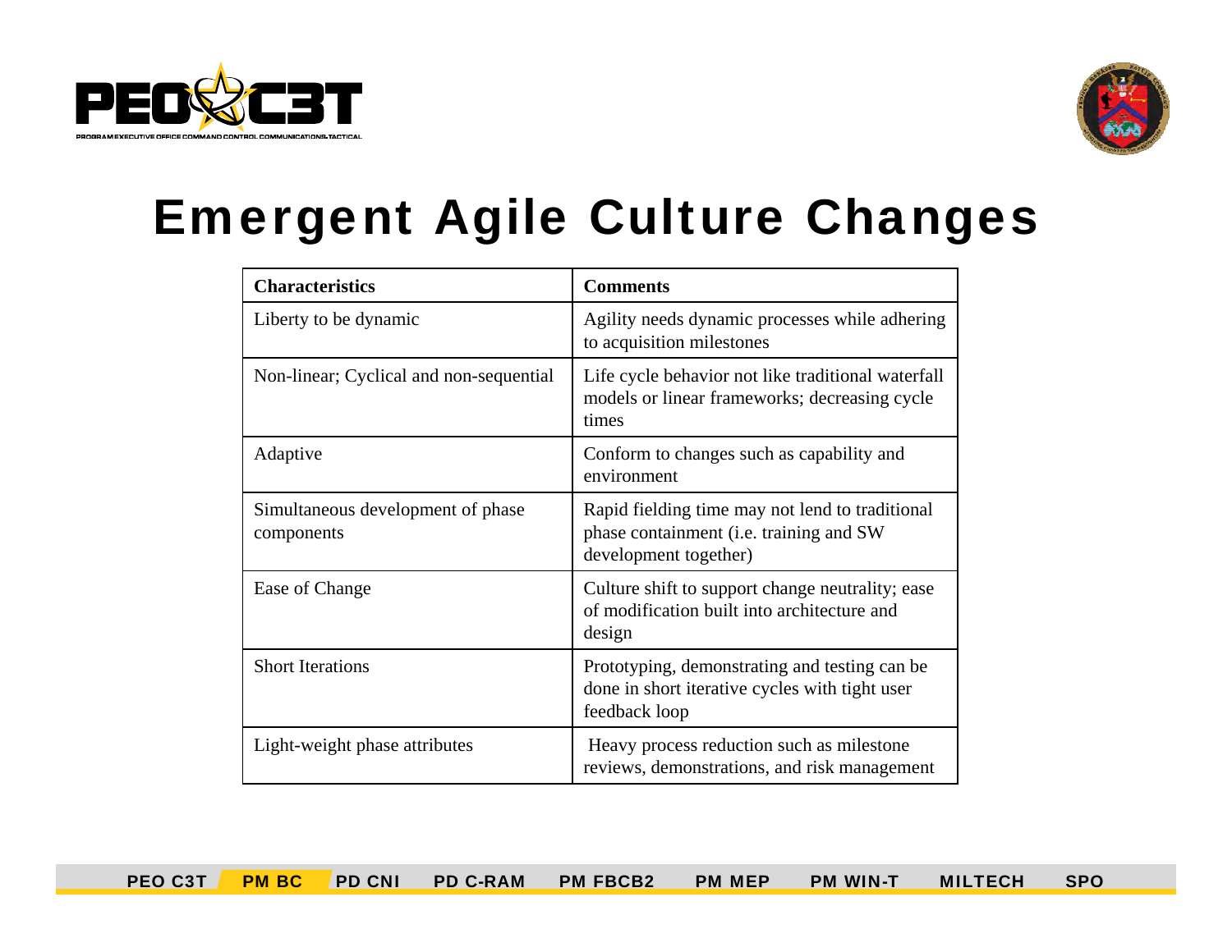# Emergent Agile Culture Changes

| Characteristics | Comments |
| --- | --- |
| Liberty to be dynamic | Agility needs dynamic processes while adhering to acquisition milestones |
| Non-linear; Cyclical and non-sequential | Life cycle behavior not like traditional waterfall models or linear frameworks; decreasing cycle times |
| Adaptive | Conform to changes such as capability and environment |
| Simultaneous development of phase components | Rapid fielding time may not lend to traditional phase containment (i.e. training and SW development together) |
| Ease of Change | Culture shift to support change neutrality; ease of modification built into architecture and design |
| Short Iterations | Prototyping, demonstrating and testing can be done in short iterative cycles with tight user feedback loop |
| Light-weight phase attributes | Heavy process reduction such as milestone reviews, demonstrations, and risk management |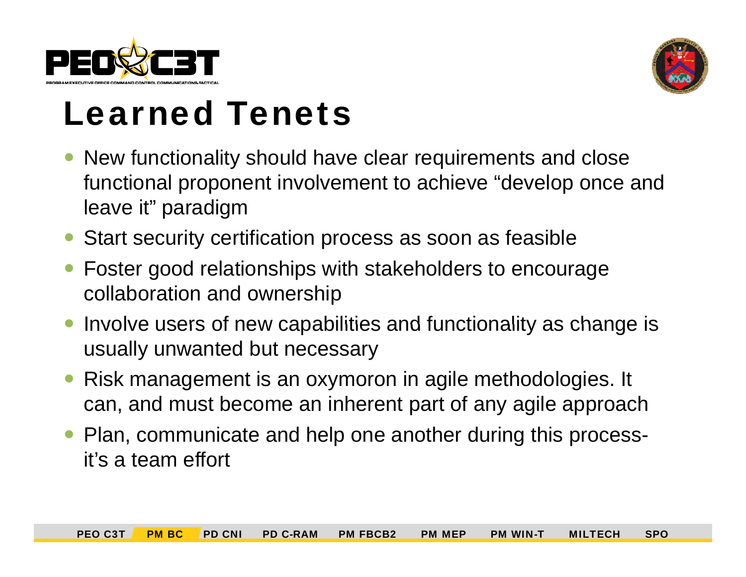# Learned Tenets

- New functionality should have clear requirements and close functional proponent involvement to achieve "develop once and leave it" paradigm
- Start security certification process as soon as feasible
- Foster good relationships with stakeholders to encourage collaboration and ownership
- Involve users of new capabilities and functionality as change is usually unwanted but necessary
- Risk management is an oxymoron in agile methodologies. It can, and must become an inherent part of any agile approach
- Plan, communicate and help one another during this process- it's a team effort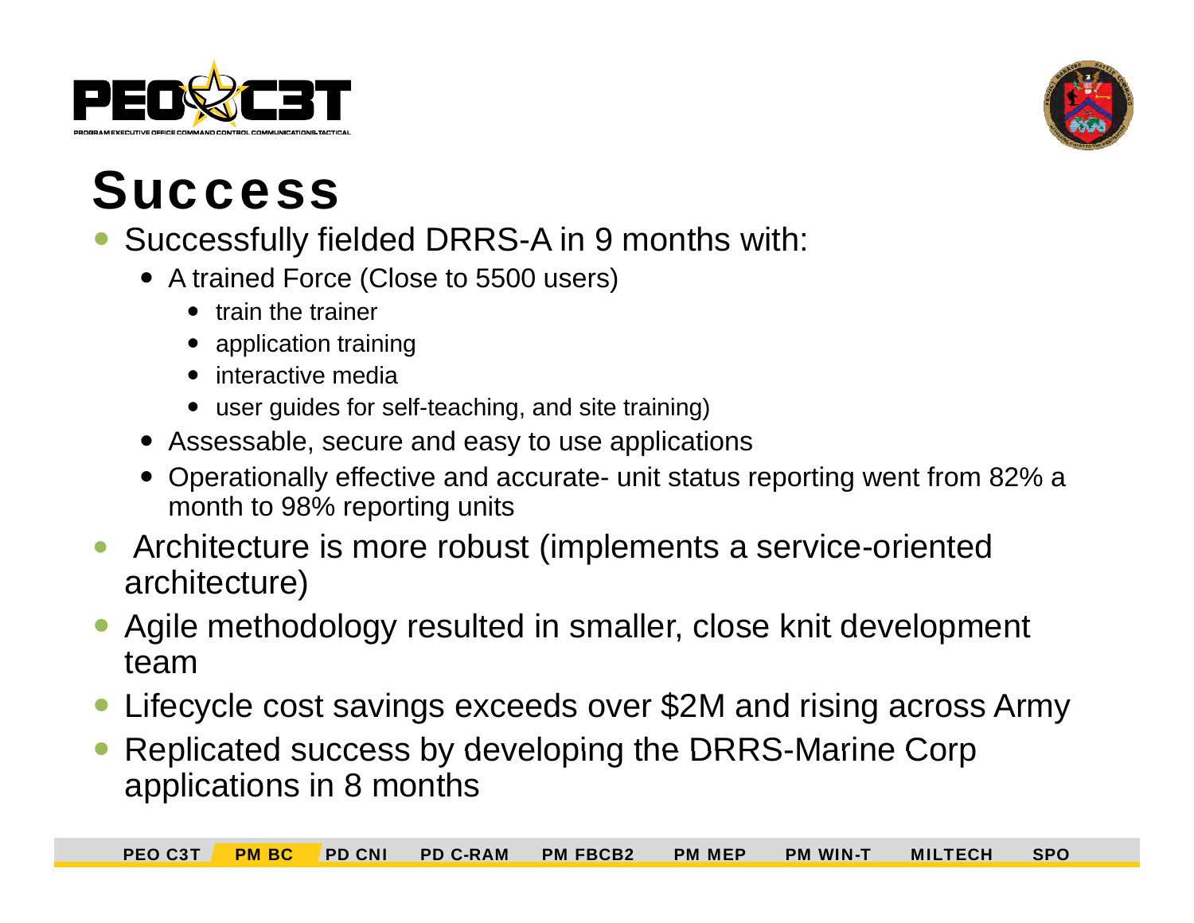# Success

- Successfully fielded DRRS-A in 9 months with:
  - A trained Force (Close to 5500 users)
    - train the trainer
    - application training
    - interactive media
    - user guides for self-teaching, and site training)
  - Assessable, secure and easy to use applications
  - Operationally effective and accurate- unit status reporting went from 82% a month to 98% reporting units
- Architecture is more robust (implements a service-oriented architecture)
- Agile methodology resulted in smaller, close knit development team
- Lifecycle cost savings exceeds over $2M and rising across Army
- Replicated success by developing the DRRS-Marine Corp applications in 8 months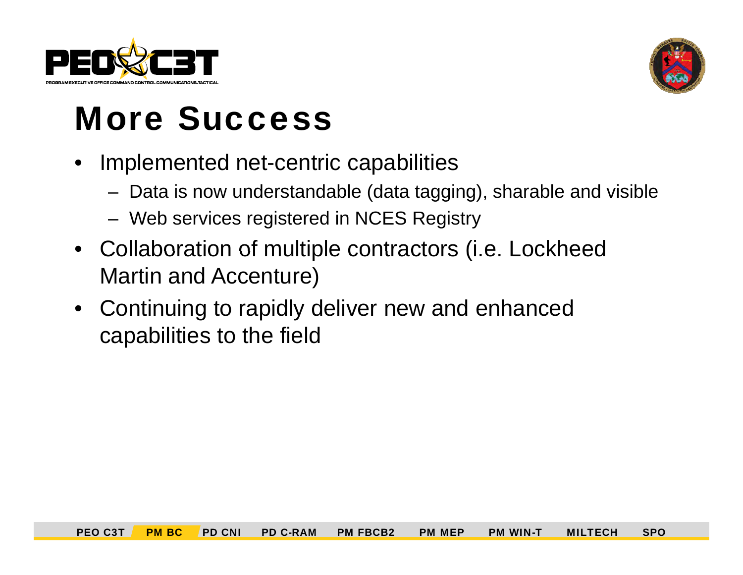# More Success

- Implemented net-centric capabilities
  - Data is now understandable (data tagging), sharable and visible
  - Web services registered in NCES Registry
- Collaboration of multiple contractors (i.e. Lockheed Martin and Accenture)
- Continuing to rapidly deliver new and enhanced capabilities to the field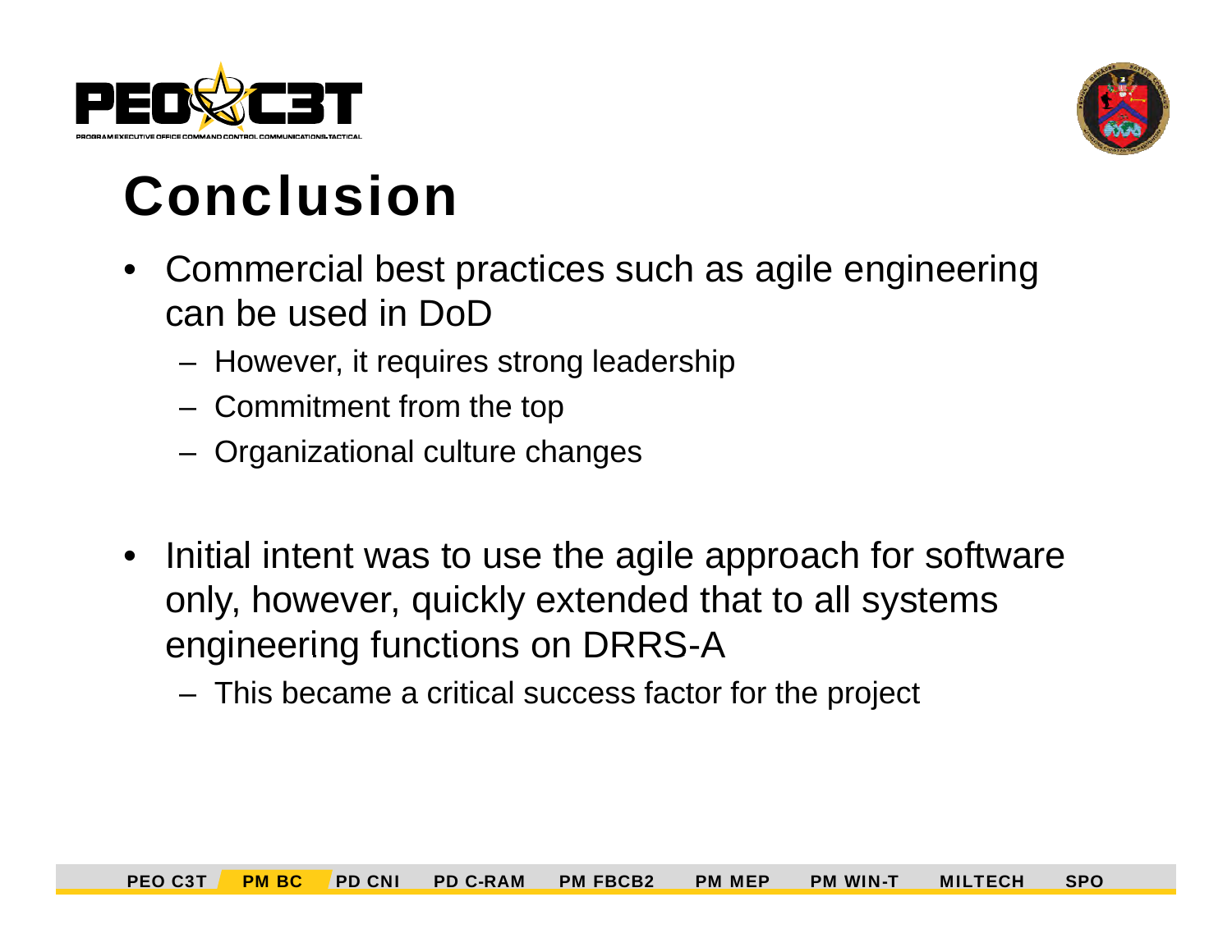# Conclusion

- Commercial best practices such as agile engineering can be used in DoD
  - However, it requires strong leadership
  - Commitment from the top
  - Organizational culture changes
- Initial intent was to use the agile approach for software only, however, quickly extended that to all systems engineering functions on DRRS-A
  - This became a critical success factor for the project